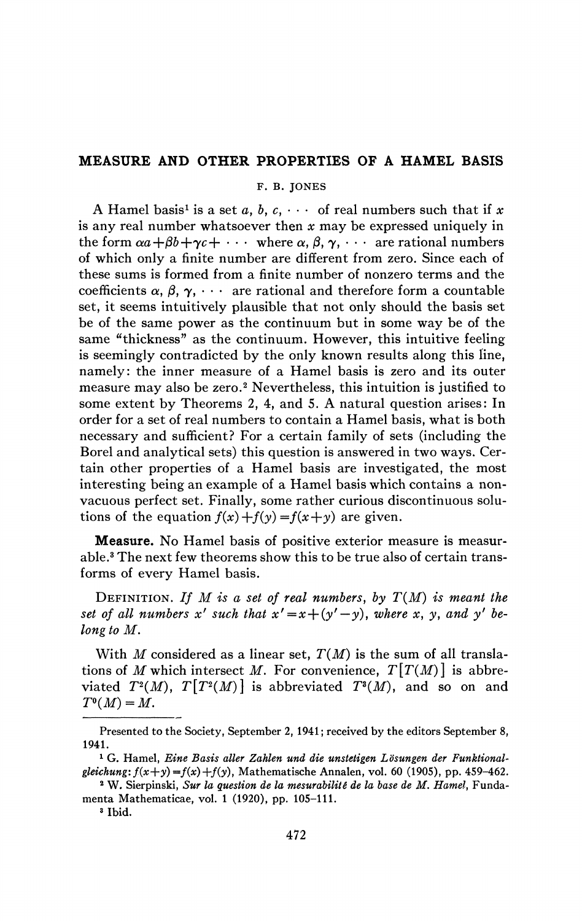# MEASURE AND OTHER PROPERTIES OF A HAMEL BASIS

F. B. JONES

A Hamel basis[1] is a set $a, b, c, \cdots$ of real numbers such that if $x$ is any real number whatsoever then $x$ may be expressed uniquely in the form $\alpha a + \beta b + \gamma c + \cdots$ where $\alpha, \beta, \gamma, \cdots$ are rational numbers of which only a finite number are different from zero. Since each of these sums is formed from a finite number of nonzero terms and the coefficients $\alpha, \beta, \gamma, \cdots$ are rational and therefore form a countable set, it seems intuitively plausible that not only should the basis set be of the same power as the continuum but in some way be of the same "thickness" as the continuum. However, this intuitive feeling is seemingly contradicted by the only known results along this line, namely: the inner measure of a Hamel basis is zero and its outer measure may also be zero.[2] Nevertheless, this intuition is justified to some extent by Theorems 2, 4, and 5. A natural question arises: In order for a set of real numbers to contain a Hamel basis, what is both necessary and sufficient? For a certain family of sets (including the Borel and analytical sets) this question is answered in two ways. Certain other properties of a Hamel basis are investigated, the most interesting being an example of a Hamel basis which contains a nonvacuous perfect set. Finally, some rather curious discontinuous solutions of the equation $f(x)+f(y)=f(x+y)$ are given.

**Measure.** No Hamel basis of positive exterior measure is measurable.[3] The next few theorems show this to be true also of certain transforms of every Hamel basis.

DEFINITION. *If $M$ is a set of real numbers, by $T(M)$ is meant the set of all numbers $x'$ such that $x' = x + (y' - y)$, where $x$, $y$, and $y'$ belong to $M$.*

With $M$ considered as a linear set, $T(M)$ is the sum of all translations of $M$ which intersect $M$. For convenience, $T[T(M)]$ is abbreviated $T^2(M)$, $T[T^2(M)]$ is abbreviated $T^3(M)$, and so on and $T^0(M) = M$.

---

Presented to the Society, September 2, 1941; received by the editors September 8, 1941.

[1] G. Hamel, *Eine Basis aller Zahlen und die unstetigen Lösungen der Funktionalgleichung*: $f(x+y)=f(x)+f(y)$, Mathematische Annalen, vol. 60 (1905), pp. 459–462.

[2] W. Sierpinski, *Sur la question de la mesurabilité de la base de M. Hamel*, Fundamenta Mathematicae, vol. 1 (1920), pp. 105–111.

[3] Ibid.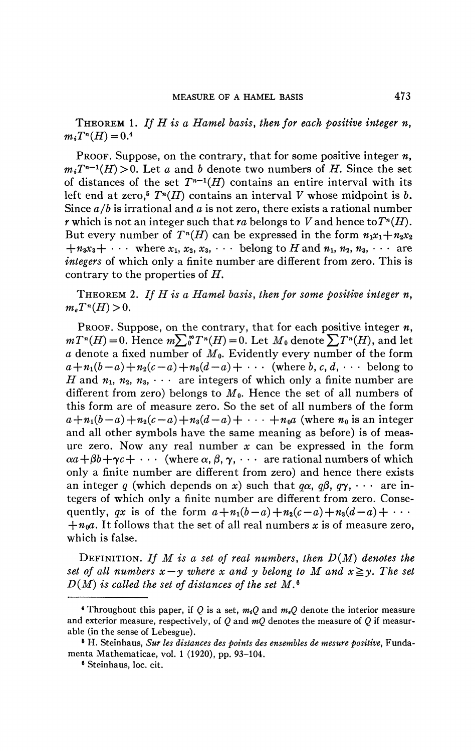**Theorem 1.** *If $H$ is a Hamel basis, then for each positive integer $n$, $m_iT^n(H)=0$.*[4]

**Proof.** Suppose, on the contrary, that for some positive integer $n$, $m_iT^{n-1}(H)>0$. Let $a$ and $b$ denote two numbers of $H$. Since the set of distances of the set $T^{n-1}(H)$ contains an entire interval with its left end at zero,[5] $T^n(H)$ contains an interval $V$ whose midpoint is $b$. Since $a/b$ is irrational and $a$ is not zero, there exists a rational number $r$ which is not an integer such that $ra$ belongs to $V$ and hence to $T^n(H)$. But every number of $T^n(H)$ can be expressed in the form $n_1x_1+n_2x_2+n_3x_3+\cdots$ where $x_1, x_2, x_3, \cdots$ belong to $H$ and $n_1, n_2, n_3, \cdots$ are *integers* of which only a finite number are different from zero. This is contrary to the properties of $H$.

**Theorem 2.** *If $H$ is a Hamel basis, then for some positive integer $n$, $m_eT^n(H)>0$.*

**Proof.** Suppose, on the contrary, that for each positive integer $n$, $mT^n(H)=0$. Hence $m\sum_0^\infty T^n(H)=0$. Let $M_0$ denote $\sum T^n(H)$, and let $a$ denote a fixed number of $M_0$. Evidently every number of the form $a+n_1(b-a)+n_2(c-a)+n_3(d-a)+\cdots$ (where $b, c, d, \cdots$ belong to $H$ and $n_1, n_2, n_3, \cdots$ are integers of which only a finite number are different from zero) belongs to $M_0$. Hence the set of all numbers of this form are of measure zero. So the set of all numbers of the form $a+n_1(b-a)+n_2(c-a)+n_3(d-a)+\cdots+n_0a$ (where $n_0$ is an integer and all other symbols have the same meaning as before) is of measure zero. Now any real number $x$ can be expressed in the form $\alpha a+\beta b+\gamma c+\cdots$ (where $\alpha, \beta, \gamma, \cdots$ are rational numbers of which only a finite number are different from zero) and hence there exists an integer $q$ (which depends on $x$) such that $q\alpha, q\beta, q\gamma, \cdots$ are integers of which only a finite number are different from zero. Consequently, $qx$ is of the form $a+n_1(b-a)+n_2(c-a)+n_3(d-a)+\cdots+n_0a$. It follows that the set of all real numbers $x$ is of measure zero, which is false.

**Definition.** *If $M$ is a set of real numbers, then $D(M)$ denotes the set of all numbers $x-y$ where $x$ and $y$ belong to $M$ and $x\geqq y$. The set $D(M)$ is called the set of distances of the set $M$.*[6]

---

[4] Throughout this paper, if $Q$ is a set, $m_iQ$ and $m_eQ$ denote the interior measure and exterior measure, respectively, of $Q$ and $mQ$ denotes the measure of $Q$ if measurable (in the sense of Lebesgue).

[5] H. Steinhaus, *Sur les distances des points des ensembles de mesure positive*, Fundamenta Mathematicae, vol. 1 (1920), pp. 93–104.

[6] Steinhaus, loc. cit.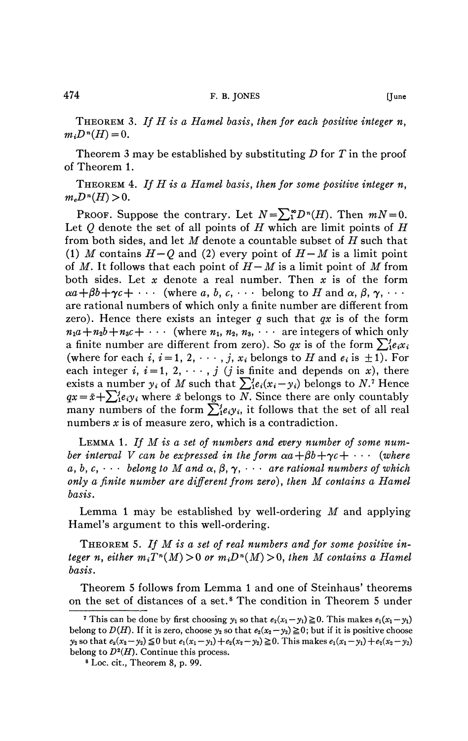**Theorem 3.** *If $H$ is a Hamel basis, then for each positive integer $n$, $m_i D^n(H) = 0$.*

Theorem 3 may be established by substituting $D$ for $T$ in the proof of Theorem 1.

**Theorem 4.** *If $H$ is a Hamel basis, then for some positive integer $n$, $m_e D^n(H) > 0$.*

Proof. Suppose the contrary. Let $N = \sum_1^\infty D^n(H)$. Then $mN = 0$. Let $Q$ denote the set of all points of $H$ which are limit points of $H$ from both sides, and let $M$ denote a countable subset of $H$ such that (1) $M$ contains $H - Q$ and (2) every point of $H - M$ is a limit point of $M$. It follows that each point of $H - M$ is a limit point of $M$ from both sides. Let $x$ denote a real number. Then $x$ is of the form $\alpha a + \beta b + \gamma c + \cdots$ (where $a, b, c, \cdots$ belong to $H$ and $\alpha, \beta, \gamma, \cdots$ are rational numbers of which only a finite number are different from zero). Hence there exists an integer $q$ such that $qx$ is of the form $n_1 a + n_2 b + n_3 c + \cdots$ (where $n_1, n_2, n_3, \cdots$ are integers of which only a finite number are different from zero). So $qx$ is of the form $\sum_1^j e_i x_i$ (where for each $i$, $i = 1, 2, \cdots, j$, $x_i$ belongs to $H$ and $e_i$ is $\pm 1$). For each integer $i$, $i = 1, 2, \cdots, j$ ($j$ is finite and depends on $x$), there exists a number $y_i$ of $M$ such that $\sum_1^j e_i(x_i - y_i)$ belongs to $N$.[7] Hence $qx = \bar{x} + \sum_1^j e_i y_i$ where $\bar{x}$ belongs to $N$. Since there are only countably many numbers of the form $\sum_1^j e_i y_i$, it follows that the set of all real numbers $x$ is of measure zero, which is a contradiction.

**Lemma 1.** *If $M$ is a set of numbers and every number of some number interval $V$ can be expressed in the form $\alpha a + \beta b + \gamma c + \cdots$ (where $a, b, c, \cdots$ belong to $M$ and $\alpha, \beta, \gamma, \cdots$ are rational numbers of which only a finite number are different from zero), then $M$ contains a Hamel basis.*

Lemma 1 may be established by well-ordering $M$ and applying Hamel's argument to this well-ordering.

**Theorem 5.** *If $M$ is a set of real numbers and for some positive integer $n$, either $m_i T^n(M) > 0$ or $m_i D^n(M) > 0$, then $M$ contains a Hamel basis.*

Theorem 5 follows from Lemma 1 and one of Steinhaus' theorems on the set of distances of a set.[8] The condition in Theorem 5 under

---

[7] This can be done by first choosing $y_1$ so that $e_1(x_1 - y_1) \geqq 0$. This makes $e_1(x_1 - y_1)$ belong to $D(H)$. If it is zero, choose $y_2$ so that $e_2(x_2 - y_2) \geqq 0$; but if it is positive choose $y_2$ so that $e_2(x_2 - y_2) \leqq 0$ but $e_1(x_1 - y_1) + e_2(x_2 - y_2) \geqq 0$. This makes $e_1(x_1 - y_1) + e_2(x_2 - y_2)$ belong to $D^2(H)$. Continue this process.

[8] Loc. cit., Theorem 8, p. 99.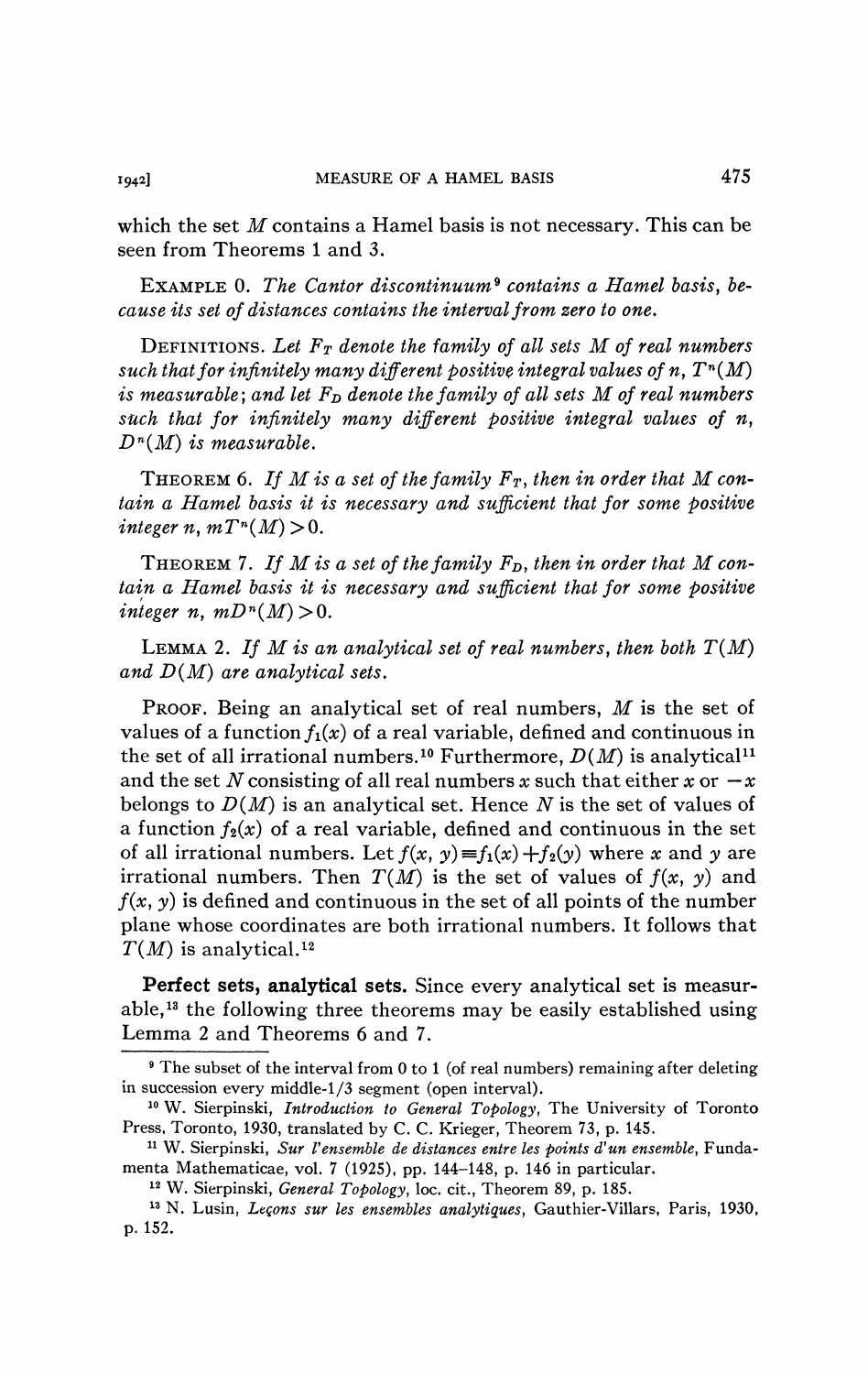which the set $M$ contains a Hamel basis is not necessary. This can be seen from Theorems 1 and 3.

EXAMPLE 0. *The Cantor discontinuum*[9] *contains a Hamel basis, because its set of distances contains the interval from zero to one.*

DEFINITIONS. *Let $F_T$ denote the family of all sets $M$ of real numbers such that for infinitely many different positive integral values of $n$, $T^n(M)$ is measurable; and let $F_D$ denote the family of all sets $M$ of real numbers such that for infinitely many different positive integral values of $n$, $D^n(M)$ is measurable.*

THEOREM 6. *If $M$ is a set of the family $F_T$, then in order that $M$ contain a Hamel basis it is necessary and sufficient that for some positive integer $n$, $mT^n(M) > 0$.*

THEOREM 7. *If $M$ is a set of the family $F_D$, then in order that $M$ contain a Hamel basis it is necessary and sufficient that for some positive integer $n$, $mD^n(M) > 0$.*

LEMMA 2. *If $M$ is an analytical set of real numbers, then both $T(M)$ and $D(M)$ are analytical sets.*

PROOF. Being an analytical set of real numbers, $M$ is the set of values of a function $f_1(x)$ of a real variable, defined and continuous in the set of all irrational numbers.[10] Furthermore, $D(M)$ is analytical[11] and the set $N$ consisting of all real numbers $x$ such that either $x$ or $-x$ belongs to $D(M)$ is an analytical set. Hence $N$ is the set of values of a function $f_2(x)$ of a real variable, defined and continuous in the set of all irrational numbers. Let $f(x, y) \equiv f_1(x) + f_2(y)$ where $x$ and $y$ are irrational numbers. Then $T(M)$ is the set of values of $f(x, y)$ and $f(x, y)$ is defined and continuous in the set of all points of the number plane whose coordinates are both irrational numbers. It follows that $T(M)$ is analytical.[12]

**Perfect sets, analytical sets.** Since every analytical set is measurable,[13] the following three theorems may be easily established using Lemma 2 and Theorems 6 and 7.

---

[9] The subset of the interval from 0 to 1 (of real numbers) remaining after deleting in succession every middle-1/3 segment (open interval).

[10] W. Sierpinski, *Introduction to General Topology*, The University of Toronto Press, Toronto, 1930, translated by C. C. Krieger, Theorem 73, p. 145.

[11] W. Sierpinski, *Sur l'ensemble de distances entre les points d'un ensemble*, Fundamenta Mathematicae, vol. 7 (1925), pp. 144–148, p. 146 in particular.

[12] W. Sierpinski, *General Topology*, loc. cit., Theorem 89, p. 185.

[13] N. Lusin, *Leçons sur les ensembles analytiques*, Gauthier-Villars, Paris, 1930, p. 152.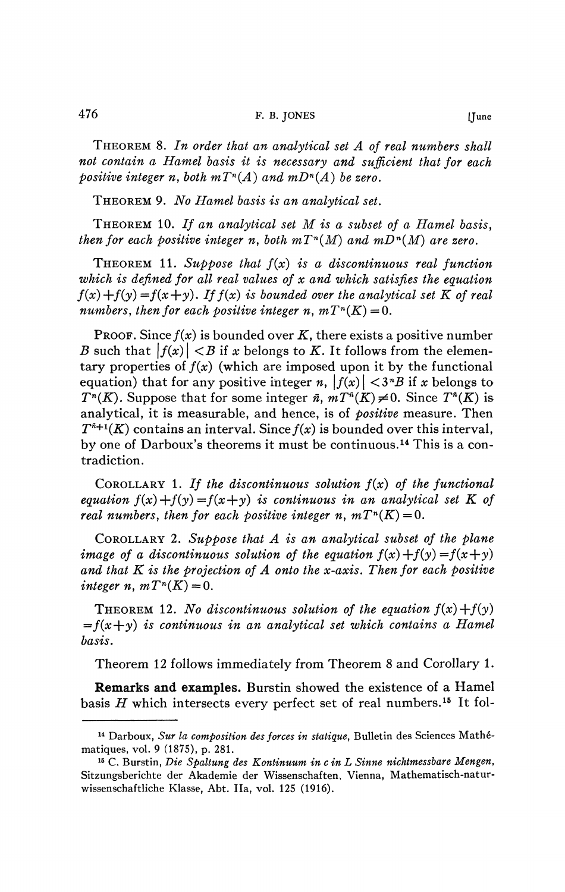THEOREM 8. *In order that an analytical set $A$ of real numbers shall not contain a Hamel basis it is necessary and sufficient that for each positive integer $n$, both $mT^n(A)$ and $mD^n(A)$ be zero.*

THEOREM 9. *No Hamel basis is an analytical set.*

THEOREM 10. *If an analytical set $M$ is a subset of a Hamel basis, then for each positive integer $n$, both $mT^n(M)$ and $mD^n(M)$ are zero.*

THEOREM 11. *Suppose that $f(x)$ is a discontinuous real function which is defined for all real values of $x$ and which satisfies the equation $f(x)+f(y)=f(x+y)$. If $f(x)$ is bounded over the analytical set $K$ of real numbers, then for each positive integer $n$, $mT^n(K)=0$.*

PROOF. Since $f(x)$ is bounded over $K$, there exists a positive number $B$ such that $|f(x)|<B$ if $x$ belongs to $K$. It follows from the elementary properties of $f(x)$ (which are imposed upon it by the functional equation) that for any positive integer $n$, $|f(x)|<3^nB$ if $x$ belongs to $T^n(K)$. Suppose that for some integer $\bar{n}$, $mT^{\bar{n}}(K)\neq 0$. Since $T^{\bar{n}}(K)$ is analytical, it is measurable, and hence, is of *positive* measure. Then $T^{\bar{n}+1}(K)$ contains an interval. Since $f(x)$ is bounded over this interval, by one of Darboux's theorems it must be continuous.[14] This is a contradiction.

COROLLARY 1. *If the discontinuous solution $f(x)$ of the functional equation $f(x)+f(y)=f(x+y)$ is continuous in an analytical set $K$ of real numbers, then for each positive integer $n$, $mT^n(K)=0$.*

COROLLARY 2. *Suppose that $A$ is an analytical subset of the plane image of a discontinuous solution of the equation $f(x)+f(y)=f(x+y)$ and that $K$ is the projection of $A$ onto the $x$-axis. Then for each positive integer $n$, $mT^n(K)=0$.*

THEOREM 12. *No discontinuous solution of the equation $f(x)+f(y)=f(x+y)$ is continuous in an analytical set which contains a Hamel basis.*

Theorem 12 follows immediately from Theorem 8 and Corollary 1.

**Remarks and examples.** Burstin showed the existence of a Hamel basis $H$ which intersects every perfect set of real numbers.[15] It fol-

---

[14] Darboux, *Sur la composition des forces in statique*, Bulletin des Sciences Mathématiques, vol. 9 (1875), p. 281.

[15] C. Burstin, *Die Spaltung des Kontinuum in c in L Sinne nichtmessbare Mengen*, Sitzungsberichte der Akademie der Wissenschaften, Vienna, Mathematisch-naturwissenschaftliche Klasse, Abt. IIa, vol. 125 (1916).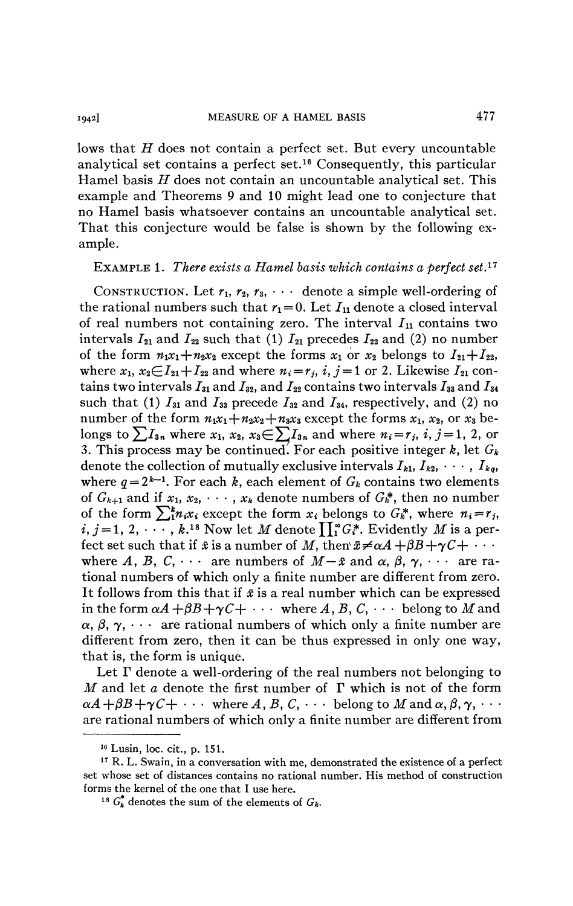lows that $H$ does not contain a perfect set. But every uncountable analytical set contains a perfect set.[16] Consequently, this particular Hamel basis $H$ does not contain an uncountable analytical set. This example and Theorems 9 and 10 might lead one to conjecture that no Hamel basis whatsoever contains an uncountable analytical set. That this conjecture would be false is shown by the following example.

EXAMPLE 1. *There exists a Hamel basis which contains a perfect set.*[17]

CONSTRUCTION. Let $r_1, r_2, r_3, \cdots$ denote a simple well-ordering of the rational numbers such that $r_1 = 0$. Let $I_{11}$ denote a closed interval of real numbers not containing zero. The interval $I_{11}$ contains two intervals $I_{21}$ and $I_{22}$ such that (1) $I_{21}$ precedes $I_{22}$ and (2) no number of the form $n_1x_1 + n_2x_2$ except the forms $x_1$ or $x_2$ belongs to $I_{21} + I_{22}$, where $x_1, x_2 \in I_{21} + I_{22}$ and where $n_i = r_j$, $i, j = 1$ or 2. Likewise $I_{21}$ contains two intervals $I_{31}$ and $I_{32}$, and $I_{22}$ contains two intervals $I_{33}$ and $I_{34}$ such that (1) $I_{31}$ and $I_{33}$ precede $I_{32}$ and $I_{34}$, respectively, and (2) no number of the form $n_1x_1 + n_2x_2 + n_3x_3$ except the forms $x_1$, $x_2$, or $x_3$ belongs to $\sum I_{3n}$ where $x_1, x_2, x_3 \in \sum I_{3n}$ and where $n_i = r_j$, $i, j = 1, 2$, or 3. This process may be continued. For each positive integer $k$, let $G_k$ denote the collection of mutually exclusive intervals $I_{k1}, I_{k2}, \cdots, I_{kq}$, where $q = 2^{k-1}$. For each $k$, each element of $G_k$ contains two elements of $G_{k+1}$ and if $x_1, x_2, \cdots, x_k$ denote numbers of $G_k^*$, then no number of the form $\sum_1^k n_i x_i$ except the form $x_i$ belongs to $G_k^*$, where $n_i = r_j$, $i, j = 1, 2, \cdots, k$.[18] Now let $M$ denote $\prod_1^\infty G_i^*$. Evidently $M$ is a perfect set such that if $\bar{x}$ is a number of $M$, then $\bar{x} \neq \alpha A + \beta B + \gamma C + \cdots$ where $A, B, C, \cdots$ are numbers of $M - \bar{x}$ and $\alpha, \beta, \gamma, \cdots$ are rational numbers of which only a finite number are different from zero. It follows from this that if $\bar{x}$ is a real number which can be expressed in the form $\alpha A + \beta B + \gamma C + \cdots$ where $A, B, C, \cdots$ belong to $M$ and $\alpha, \beta, \gamma, \cdots$ are rational numbers of which only a finite number are different from zero, then it can be thus expressed in only one way, that is, the form is unique.

Let $\Gamma$ denote a well-ordering of the real numbers not belonging to $M$ and let $a$ denote the first number of $\Gamma$ which is not of the form $\alpha A + \beta B + \gamma C + \cdots$ where $A, B, C, \cdots$ belong to $M$ and $\alpha, \beta, \gamma, \cdots$ are rational numbers of which only a finite number are different from

---

[16] Lusin, loc. cit., p. 151.

[17] R. L. Swain, in a conversation with me, demonstrated the existence of a perfect set whose set of distances contains no rational number. His method of construction forms the kernel of the one that I use here.

[18] $G_k^*$ denotes the sum of the elements of $G_k$.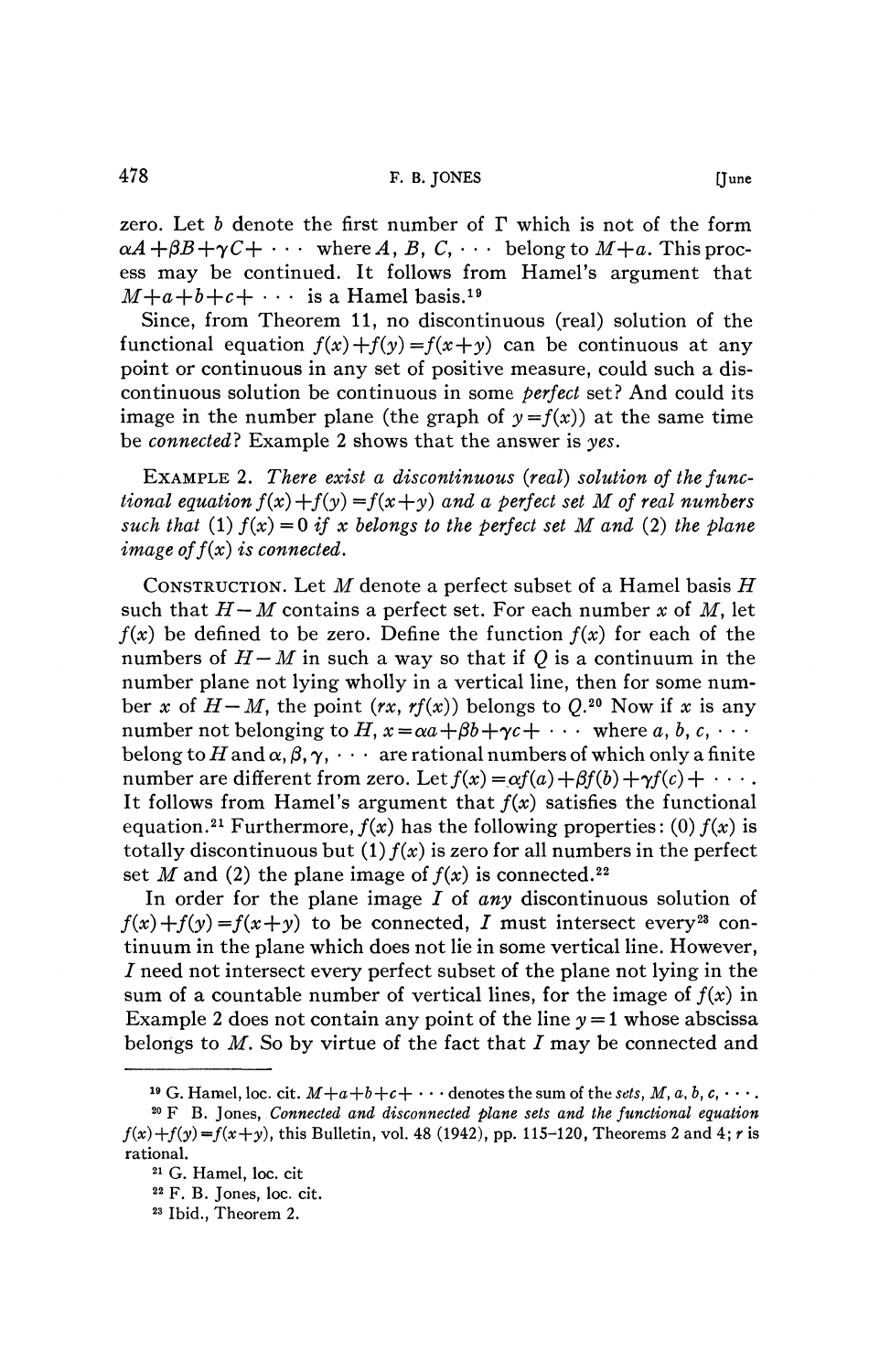zero. Let $b$ denote the first number of $\Gamma$ which is not of the form $\alpha A + \beta B + \gamma C + \cdots$ where $A, B, C, \cdots$ belong to $M+a$. This process may be continued. It follows from Hamel's argument that $M+a+b+c+\cdots$ is a Hamel basis.[19]

Since, from Theorem 11, no discontinuous (real) solution of the functional equation $f(x)+f(y)=f(x+y)$ can be continuous at any point or continuous in any set of positive measure, could such a discontinuous solution be continuous in some *perfect* set? And could its image in the number plane (the graph of $y=f(x)$) at the same time be *connected*? Example 2 shows that the answer is *yes*.

EXAMPLE 2. *There exist a discontinuous (real) solution of the functional equation $f(x)+f(y)=f(x+y)$ and a perfect set $M$ of real numbers such that (1) $f(x)=0$ if $x$ belongs to the perfect set $M$ and (2) the plane image of $f(x)$ is connected.*

CONSTRUCTION. Let $M$ denote a perfect subset of a Hamel basis $H$ such that $H-M$ contains a perfect set. For each number $x$ of $M$, let $f(x)$ be defined to be zero. Define the function $f(x)$ for each of the numbers of $H-M$ in such a way so that if $Q$ is a continuum in the number plane not lying wholly in a vertical line, then for some number $x$ of $H-M$, the point $(rx, rf(x))$ belongs to $Q$.[20] Now if $x$ is any number not belonging to $H$, $x=\alpha a+\beta b+\gamma c+\cdots$ where $a, b, c, \cdots$ belong to $H$ and $\alpha, \beta, \gamma, \cdots$ are rational numbers of which only a finite number are different from zero. Let $f(x)=\alpha f(a)+\beta f(b)+\gamma f(c)+\cdots$. It follows from Hamel's argument that $f(x)$ satisfies the functional equation.[21] Furthermore, $f(x)$ has the following properties: (0) $f(x)$ is totally discontinuous but (1) $f(x)$ is zero for all numbers in the perfect set $M$ and (2) the plane image of $f(x)$ is connected.[22]

In order for the plane image $I$ of *any* discontinuous solution of $f(x)+f(y)=f(x+y)$ to be connected, $I$ must intersect every[23] continuum in the plane which does not lie in some vertical line. However, $I$ need not intersect every perfect subset of the plane not lying in the sum of a countable number of vertical lines, for the image of $f(x)$ in Example 2 does not contain any point of the line $y=1$ whose abscissa belongs to $M$. So by virtue of the fact that $I$ may be connected and

---

[19] G. Hamel, loc. cit. $M+a+b+c+\cdots$ denotes the sum of the *sets*, $M, a, b, c, \cdots$.

[20] F B. Jones, *Connected and disconnected plane sets and the functional equation $f(x)+f(y)=f(x+y)$*, this Bulletin, vol. 48 (1942), pp. 115–120, Theorems 2 and 4; $r$ is rational.

[21] G. Hamel, loc. cit

[22] F. B. Jones, loc. cit.

[23] Ibid., Theorem 2.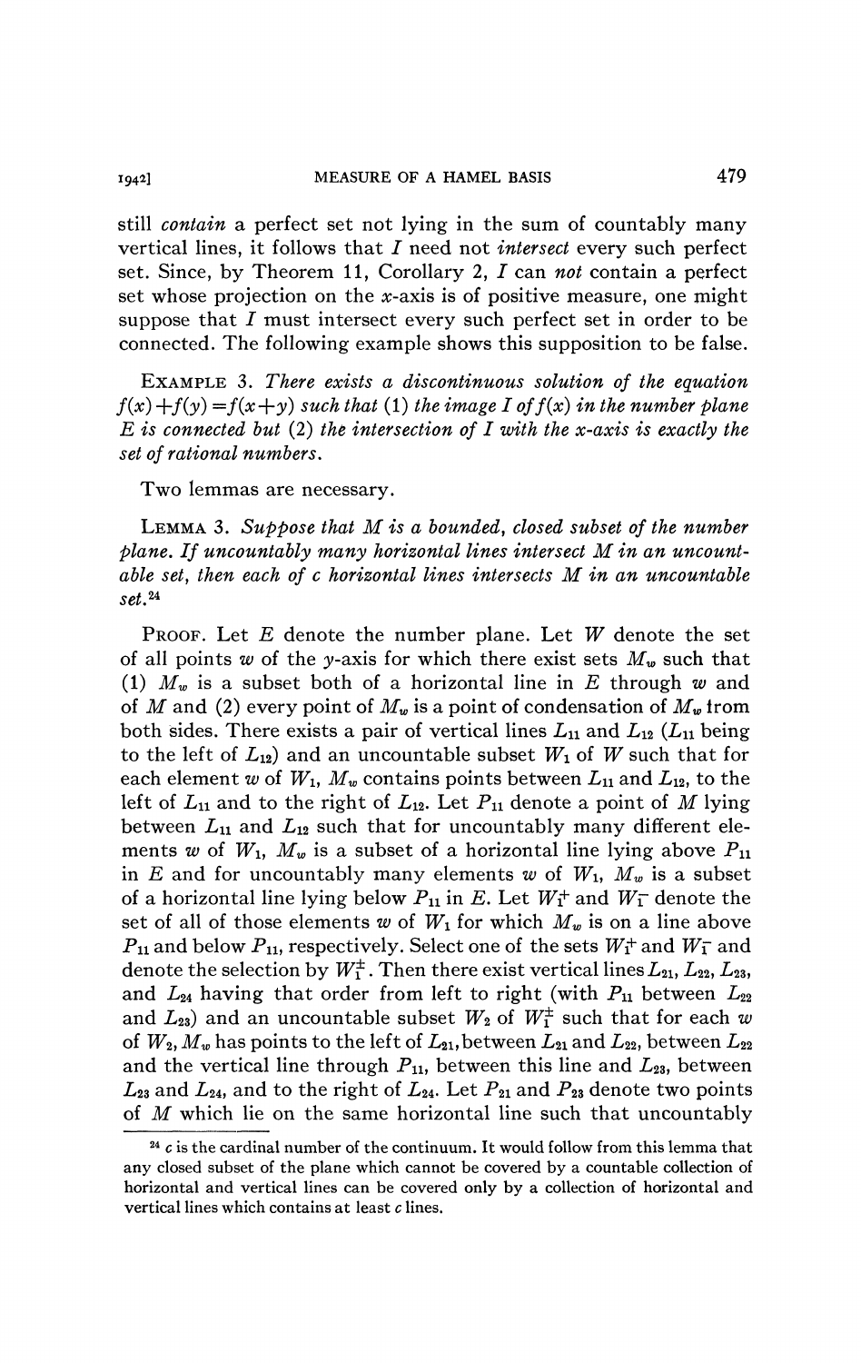still *contain* a perfect set not lying in the sum of countably many vertical lines, it follows that $I$ need not *intersect* every such perfect set. Since, by Theorem 11, Corollary 2, $I$ can *not* contain a perfect set whose projection on the $x$-axis is of positive measure, one might suppose that $I$ must intersect every such perfect set in order to be connected. The following example shows this supposition to be false.

EXAMPLE 3. *There exists a discontinuous solution of the equation* $f(x)+f(y)=f(x+y)$ *such that* (1) *the image* $I$ *of* $f(x)$ *in the number plane* $E$ *is connected but* (2) *the intersection of* $I$ *with the* $x$*-axis is exactly the set of rational numbers.*

Two lemmas are necessary.

LEMMA 3. *Suppose that* $M$ *is a bounded, closed subset of the number plane. If uncountably many horizontal lines intersect* $M$ *in an uncountable set, then each of* $c$ *horizontal lines intersects* $M$ *in an uncountable set.*[24]

PROOF. Let $E$ denote the number plane. Let $W$ denote the set of all points $w$ of the $y$-axis for which there exist sets $M_w$ such that (1) $M_w$ is a subset both of a horizontal line in $E$ through $w$ and of $M$ and (2) every point of $M_w$ is a point of condensation of $M_w$ from both sides. There exists a pair of vertical lines $L_{11}$ and $L_{12}$ ($L_{11}$ being to the left of $L_{12}$) and an uncountable subset $W_1$ of $W$ such that for each element $w$ of $W_1$, $M_w$ contains points between $L_{11}$ and $L_{12}$, to the left of $L_{11}$ and to the right of $L_{12}$. Let $P_{11}$ denote a point of $M$ lying between $L_{11}$ and $L_{12}$ such that for uncountably many different elements $w$ of $W_1$, $M_w$ is a subset of a horizontal line lying above $P_{11}$ in $E$ and for uncountably many elements $w$ of $W_1$, $M_w$ is a subset of a horizontal line lying below $P_{11}$ in $E$. Let $W_1^+$ and $W_1^-$ denote the set of all of those elements $w$ of $W_1$ for which $M_w$ is on a line above $P_{11}$ and below $P_{11}$, respectively. Select one of the sets $W_1^+$ and $W_1^-$ and denote the selection by $W_1^{\pm}$. Then there exist vertical lines $L_{21}$, $L_{22}$, $L_{23}$, and $L_{24}$ having that order from left to right (with $P_{11}$ between $L_{22}$ and $L_{23}$) and an uncountable subset $W_2$ of $W_1^{\pm}$ such that for each $w$ of $W_2$, $M_w$ has points to the left of $L_{21}$, between $L_{21}$ and $L_{22}$, between $L_{22}$ and the vertical line through $P_{11}$, between this line and $L_{23}$, between $L_{23}$ and $L_{24}$, and to the right of $L_{24}$. Let $P_{21}$ and $P_{23}$ denote two points of $M$ which lie on the same horizontal line such that uncountably

[24] $c$ is the cardinal number of the continuum. It would follow from this lemma that any closed subset of the plane which cannot be covered by a countable collection of horizontal and vertical lines can be covered only by a collection of horizontal and vertical lines which contains at least $c$ lines.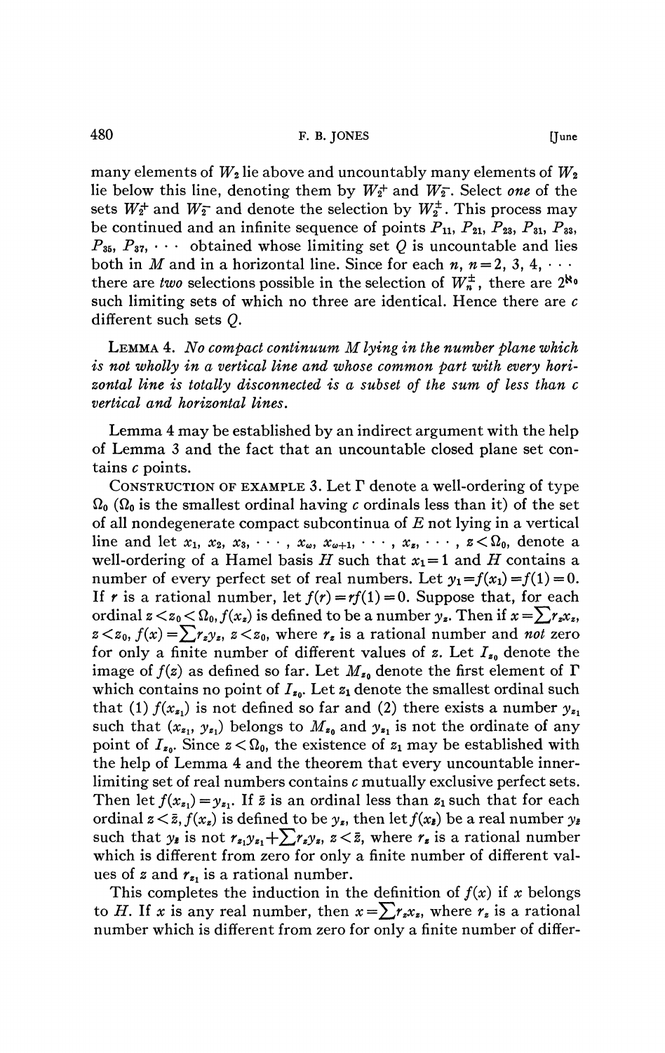many elements of $W_2$ lie above and uncountably many elements of $W_2$ lie below this line, denoting them by $W_2^+$ and $W_2^-$. Select *one* of the sets $W_2^+$ and $W_2^-$ and denote the selection by $W_2^\pm$. This process may be continued and an infinite sequence of points $P_{11}$, $P_{21}$, $P_{23}$, $P_{31}$, $P_{33}$, $P_{35}$, $P_{37}$, $\cdots$ obtained whose limiting set $Q$ is uncountable and lies both in $M$ and in a horizontal line. Since for each $n$, $n=2, 3, 4, \cdots$ there are *two* selections possible in the selection of $W_n^\pm$, there are $2^{\aleph_0}$ such limiting sets of which no three are identical. Hence there are $c$ different such sets $Q$.

LEMMA 4. *No compact continuum $M$ lying in the number plane which is not wholly in a vertical line and whose common part with every horizontal line is totally disconnected is a subset of the sum of less than $c$ vertical and horizontal lines.*

Lemma 4 may be established by an indirect argument with the help of Lemma 3 and the fact that an uncountable closed plane set contains $c$ points.

CONSTRUCTION OF EXAMPLE 3. Let $\Gamma$ denote a well-ordering of type $\Omega_0$ ($\Omega_0$ is the smallest ordinal having $c$ ordinals less than it) of the set of all nondegenerate compact subcontinua of $E$ not lying in a vertical line and let $x_1, x_2, x_3, \cdots, x_\omega, x_{\omega+1}, \cdots, x_z, \cdots$, $z<\Omega_0$, denote a well-ordering of a Hamel basis $H$ such that $x_1=1$ and $H$ contains a number of every perfect set of real numbers. Let $y_1=f(x_1)=f(1)=0$. If $r$ is a rational number, let $f(r)=rf(1)=0$. Suppose that, for each ordinal $z<z_0<\Omega_0$, $f(x_z)$ is defined to be a number $y_z$. Then if $x=\sum r_zx_z$, $z<z_0$, $f(x)=\sum r_zy_z$, $z<z_0$, where $r_z$ is a rational number and *not* zero for only a finite number of different values of $z$. Let $I_{z_0}$ denote the image of $f(z)$ as defined so far. Let $M_{z_0}$ denote the first element of $\Gamma$ which contains no point of $I_{z_0}$. Let $z_1$ denote the smallest ordinal such that (1) $f(x_{z_1})$ is not defined so far and (2) there exists a number $y_{z_1}$ such that $(x_{z_1}, y_{z_1})$ belongs to $M_{z_0}$ and $y_{z_1}$ is not the ordinate of any point of $I_{z_0}$. Since $z<\Omega_0$, the existence of $z_1$ may be established with the help of Lemma 4 and the theorem that every uncountable inner-limiting set of real numbers contains $c$ mutually exclusive perfect sets. Then let $f(x_{z_1})=y_{z_1}$. If $\bar{z}$ is an ordinal less than $z_1$ such that for each ordinal $z<\bar{z}$, $f(x_z)$ is defined to be $y_z$, then let $f(x_{\bar{z}})$ be a real number $y_{\bar{z}}$ such that $y_{\bar{z}}$ is not $r_{z_1}y_{z_1}+\sum r_zy_z$, $z<\bar{z}$, where $r_z$ is a rational number which is different from zero for only a finite number of different values of $z$ and $r_{z_1}$ is a rational number.

This completes the induction in the definition of $f(x)$ if $x$ belongs to $H$. If $x$ is any real number, then $x=\sum r_zx_z$, where $r_z$ is a rational number which is different from zero for only a finite number of differ-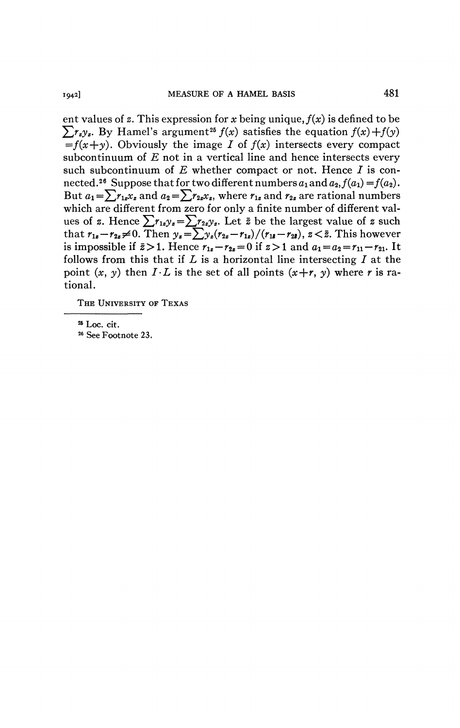ent values of $z$. This expression for $x$ being unique, $f(x)$ is defined to be $\sum r_z y_z$. By Hamel's argument[25] $f(x)$ satisfies the equation $f(x)+f(y) = f(x+y)$. Obviously the image $I$ of $f(x)$ intersects every compact subcontinuum of $E$ not in a vertical line and hence intersects every such subcontinuum of $E$ whether compact or not. Hence $I$ is connected.[26] Suppose that for two different numbers $a_1$ and $a_2$, $f(a_1) = f(a_2)$. But $a_1 = \sum r_{1z} x_z$ and $a_2 = \sum r_{2z} x_z$, where $r_{1z}$ and $r_{2z}$ are rational numbers which are different from zero for only a finite number of different values of $z$. Hence $\sum r_{1z} y_z = \sum r_{2z} y_z$. Let $\bar{z}$ be the largest value of $z$ such that $r_{1z} - r_{2z} \neq 0$. Then $y_{\bar{z}} = \sum y_z (r_{2z} - r_{1z})/(r_{1\bar{z}} - r_{2\bar{z}})$, $z < \bar{z}$. This however is impossible if $\bar{z} > 1$. Hence $r_{1z} - r_{2z} = 0$ if $z > 1$ and $a_1 = a_2 = r_{11} - r_{21}$. It follows from this that if $L$ is a horizontal line intersecting $I$ at the point $(x, y)$ then $I \cdot L$ is the set of all points $(x+r, y)$ where $r$ is rational.

THE UNIVERSITY OF TEXAS

---

[25] Loc. cit.

[26] See Footnote 23.